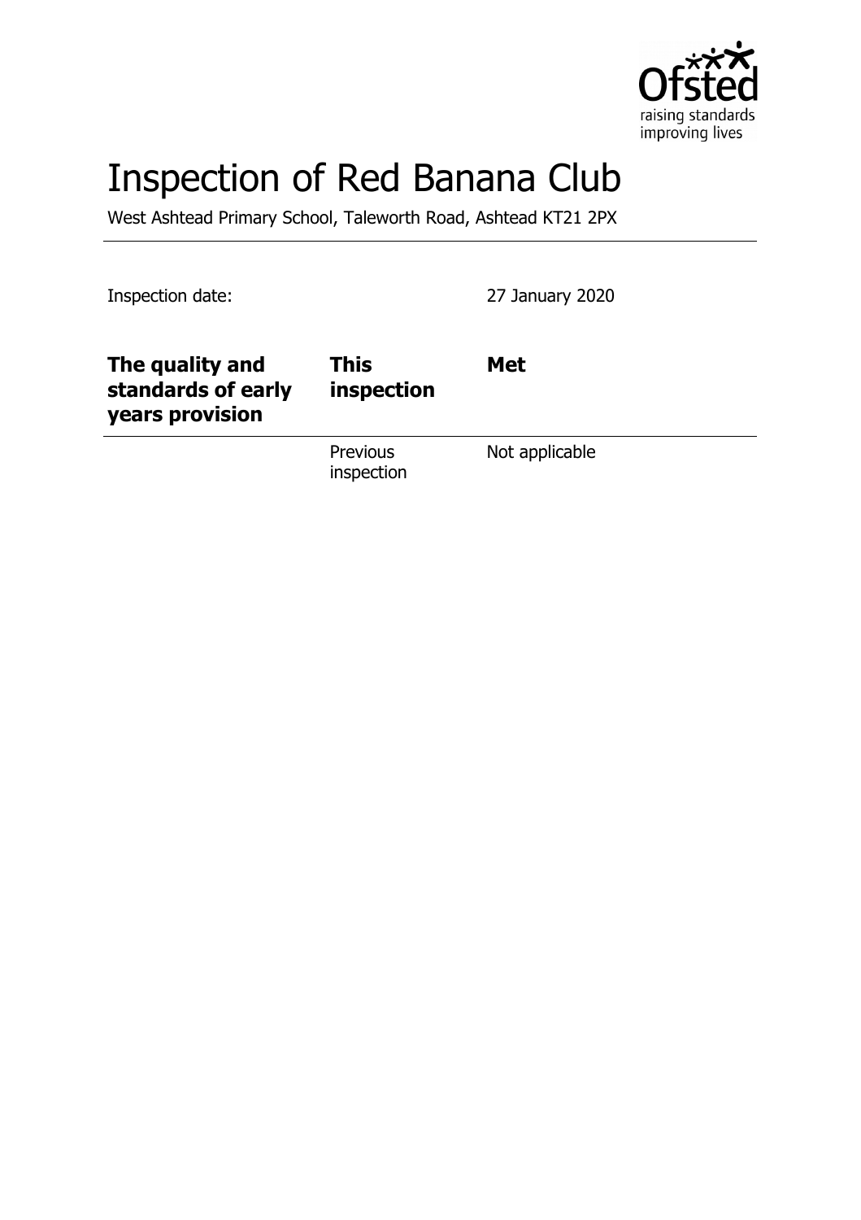# Inspection of Red Banana Club

West Ashtead Primary School, Taleworth Road, Ashtead KT21 2PX

Inspection date: 27 January 2020

| The quality and standards of early years provision | This inspection | Met |
| --- | --- | --- |
| | Previous inspection | Not applicable |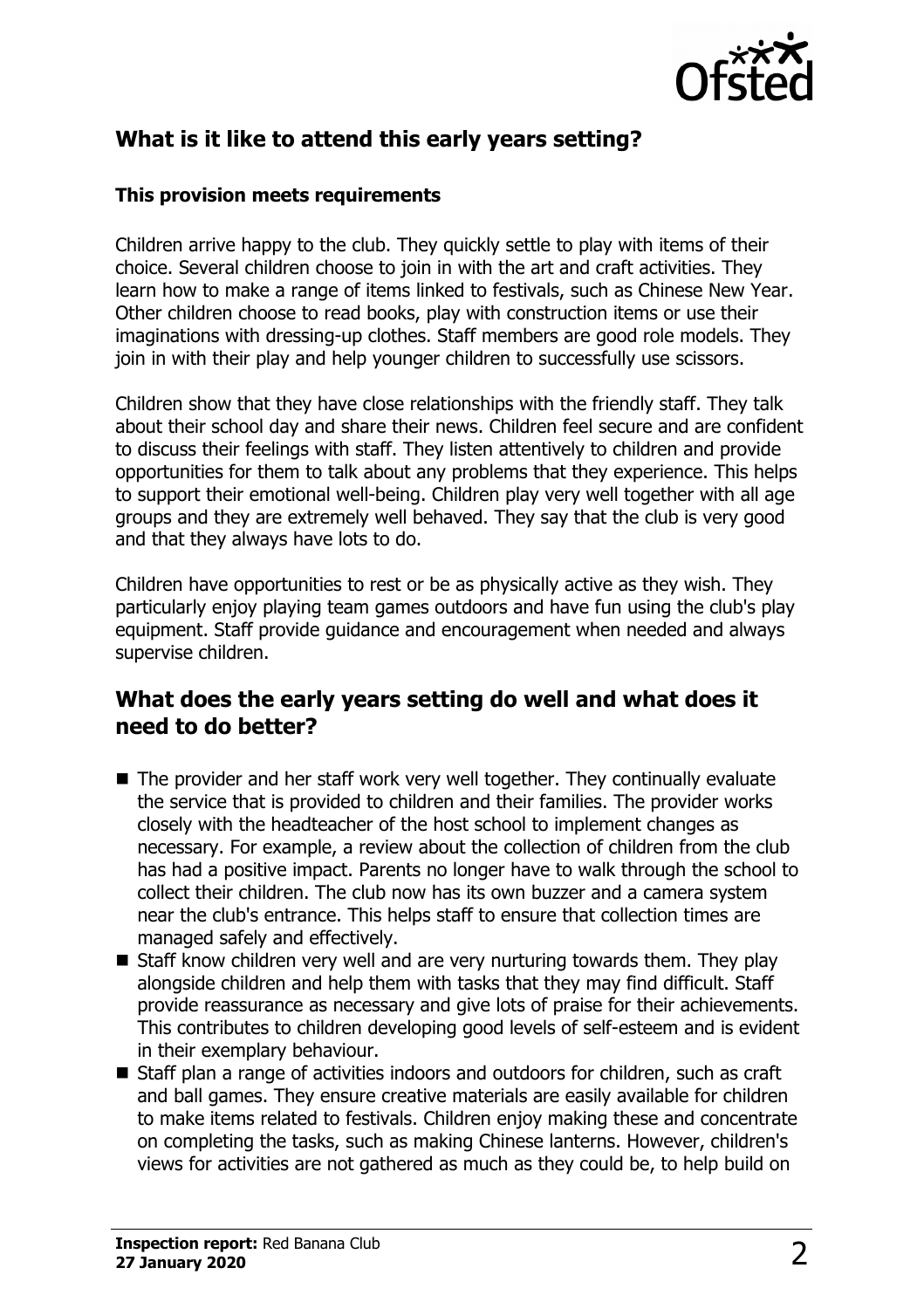## What is it like to attend this early years setting?

### This provision meets requirements

Children arrive happy to the club. They quickly settle to play with items of their choice. Several children choose to join in with the art and craft activities. They learn how to make a range of items linked to festivals, such as Chinese New Year. Other children choose to read books, play with construction items or use their imaginations with dressing-up clothes. Staff members are good role models. They join in with their play and help younger children to successfully use scissors.

Children show that they have close relationships with the friendly staff. They talk about their school day and share their news. Children feel secure and are confident to discuss their feelings with staff. They listen attentively to children and provide opportunities for them to talk about any problems that they experience. This helps to support their emotional well-being. Children play very well together with all age groups and they are extremely well behaved. They say that the club is very good and that they always have lots to do.

Children have opportunities to rest or be as physically active as they wish. They particularly enjoy playing team games outdoors and have fun using the club's play equipment. Staff provide guidance and encouragement when needed and always supervise children.

## What does the early years setting do well and what does it need to do better?

- The provider and her staff work very well together. They continually evaluate the service that is provided to children and their families. The provider works closely with the headteacher of the host school to implement changes as necessary. For example, a review about the collection of children from the club has had a positive impact. Parents no longer have to walk through the school to collect their children. The club now has its own buzzer and a camera system near the club's entrance. This helps staff to ensure that collection times are managed safely and effectively.
- Staff know children very well and are very nurturing towards them. They play alongside children and help them with tasks that they may find difficult. Staff provide reassurance as necessary and give lots of praise for their achievements. This contributes to children developing good levels of self-esteem and is evident in their exemplary behaviour.
- Staff plan a range of activities indoors and outdoors for children, such as craft and ball games. They ensure creative materials are easily available for children to make items related to festivals. Children enjoy making these and concentrate on completing the tasks, such as making Chinese lanterns. However, children's views for activities are not gathered as much as they could be, to help build on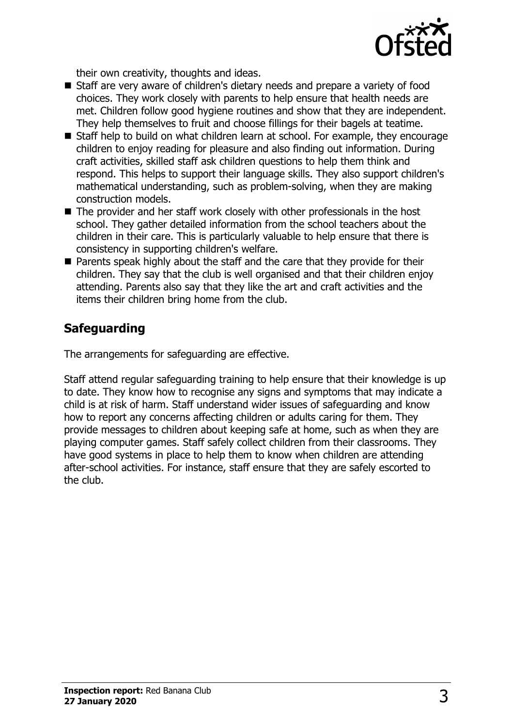their own creativity, thoughts and ideas.

- Staff are very aware of children's dietary needs and prepare a variety of food choices. They work closely with parents to help ensure that health needs are met. Children follow good hygiene routines and show that they are independent. They help themselves to fruit and choose fillings for their bagels at teatime.
- Staff help to build on what children learn at school. For example, they encourage children to enjoy reading for pleasure and also finding out information. During craft activities, skilled staff ask children questions to help them think and respond. This helps to support their language skills. They also support children's mathematical understanding, such as problem-solving, when they are making construction models.
- The provider and her staff work closely with other professionals in the host school. They gather detailed information from the school teachers about the children in their care. This is particularly valuable to help ensure that there is consistency in supporting children's welfare.
- Parents speak highly about the staff and the care that they provide for their children. They say that the club is well organised and that their children enjoy attending. Parents also say that they like the art and craft activities and the items their children bring home from the club.

## Safeguarding

The arrangements for safeguarding are effective.

Staff attend regular safeguarding training to help ensure that their knowledge is up to date. They know how to recognise any signs and symptoms that may indicate a child is at risk of harm. Staff understand wider issues of safeguarding and know how to report any concerns affecting children or adults caring for them. They provide messages to children about keeping safe at home, such as when they are playing computer games. Staff safely collect children from their classrooms. They have good systems in place to help them to know when children are attending after-school activities. For instance, staff ensure that they are safely escorted to the club.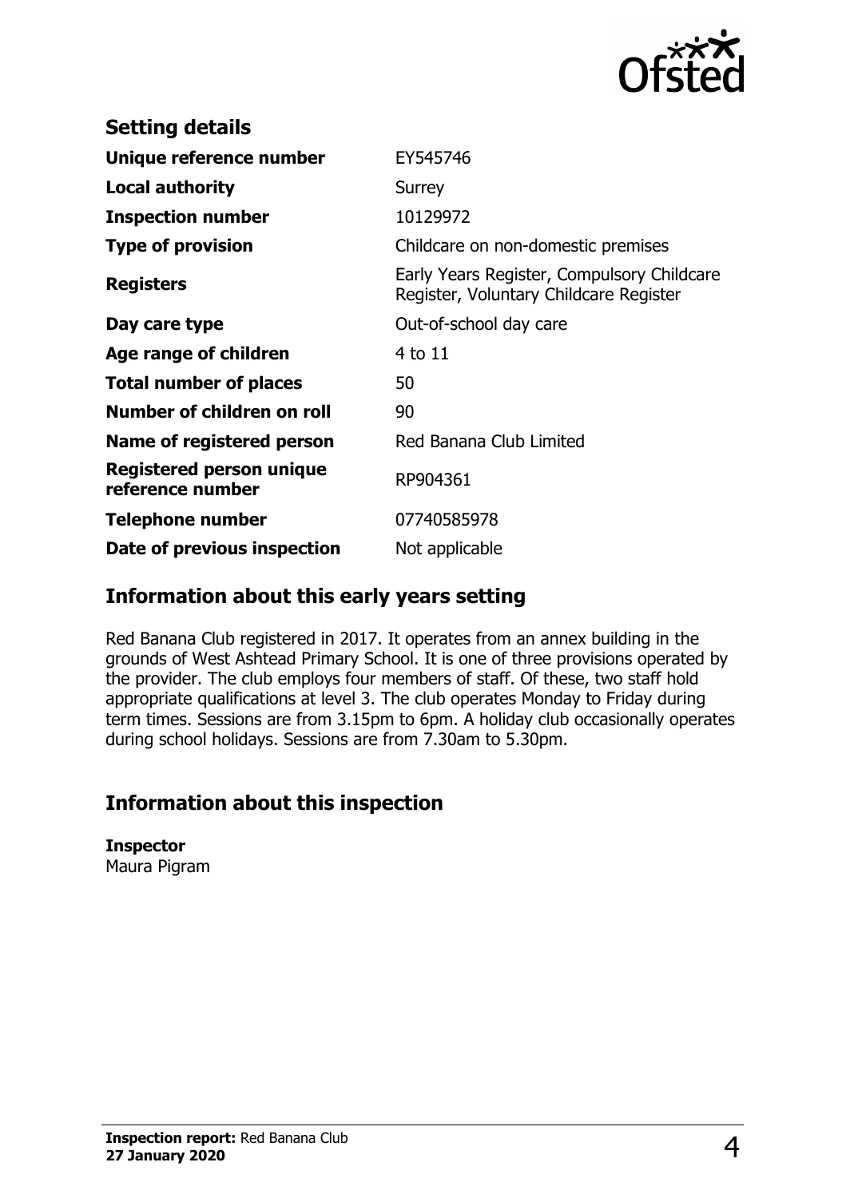## Setting details

| | |
|---|---|
| **Unique reference number** | EY545746 |
| **Local authority** | Surrey |
| **Inspection number** | 10129972 |
| **Type of provision** | Childcare on non-domestic premises |
| **Registers** | Early Years Register, Compulsory Childcare Register, Voluntary Childcare Register |
| **Day care type** | Out-of-school day care |
| **Age range of children** | 4 to 11 |
| **Total number of places** | 50 |
| **Number of children on roll** | 90 |
| **Name of registered person** | Red Banana Club Limited |
| **Registered person unique reference number** | RP904361 |
| **Telephone number** | 07740585978 |
| **Date of previous inspection** | Not applicable |

## Information about this early years setting

Red Banana Club registered in 2017. It operates from an annex building in the grounds of West Ashtead Primary School. It is one of three provisions operated by the provider. The club employs four members of staff. Of these, two staff hold appropriate qualifications at level 3. The club operates Monday to Friday during term times. Sessions are from 3.15pm to 6pm. A holiday club occasionally operates during school holidays. Sessions are from 7.30am to 5.30pm.

## Information about this inspection

**Inspector**
Maura Pigram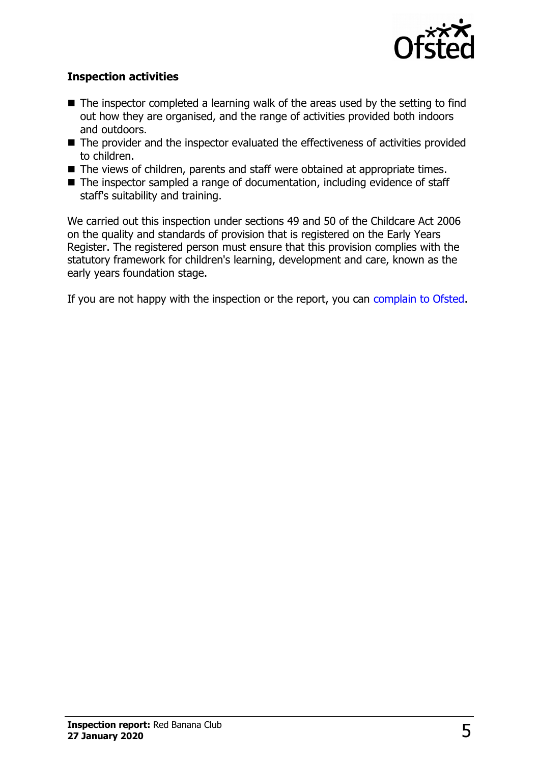### Inspection activities

- The inspector completed a learning walk of the areas used by the setting to find out how they are organised, and the range of activities provided both indoors and outdoors.
- The provider and the inspector evaluated the effectiveness of activities provided to children.
- The views of children, parents and staff were obtained at appropriate times.
- The inspector sampled a range of documentation, including evidence of staff staff's suitability and training.

We carried out this inspection under sections 49 and 50 of the Childcare Act 2006 on the quality and standards of provision that is registered on the Early Years Register. The registered person must ensure that this provision complies with the statutory framework for children's learning, development and care, known as the early years foundation stage.

If you are not happy with the inspection or the report, you can complain to Ofsted.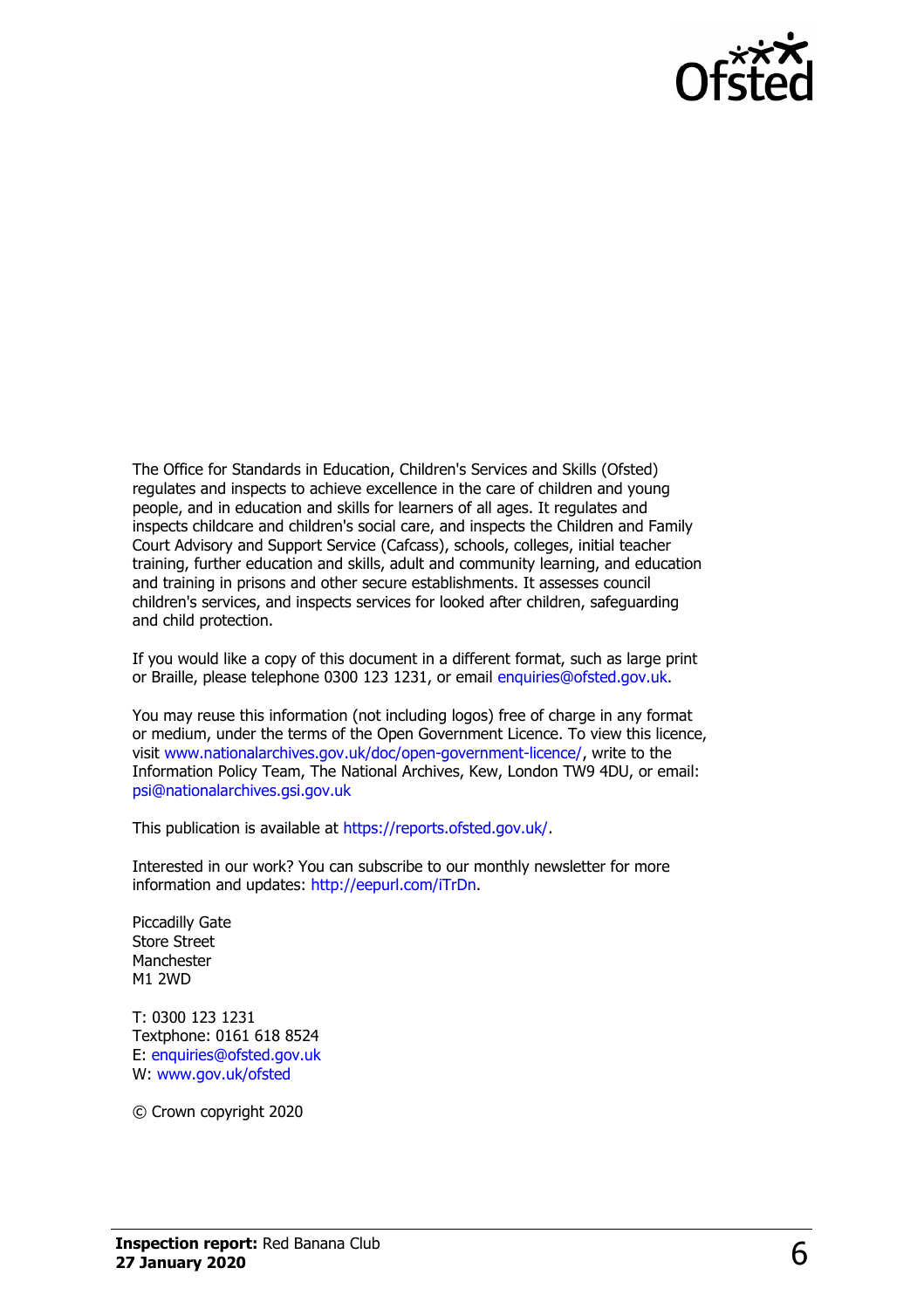The Office for Standards in Education, Children's Services and Skills (Ofsted) regulates and inspects to achieve excellence in the care of children and young people, and in education and skills for learners of all ages. It regulates and inspects childcare and children's social care, and inspects the Children and Family Court Advisory and Support Service (Cafcass), schools, colleges, initial teacher training, further education and skills, adult and community learning, and education and training in prisons and other secure establishments. It assesses council children's services, and inspects services for looked after children, safeguarding and child protection.

If you would like a copy of this document in a different format, such as large print or Braille, please telephone 0300 123 1231, or email enquiries@ofsted.gov.uk.

You may reuse this information (not including logos) free of charge in any format or medium, under the terms of the Open Government Licence. To view this licence, visit www.nationalarchives.gov.uk/doc/open-government-licence/, write to the Information Policy Team, The National Archives, Kew, London TW9 4DU, or email: psi@nationalarchives.gsi.gov.uk

This publication is available at https://reports.ofsted.gov.uk/.

Interested in our work? You can subscribe to our monthly newsletter for more information and updates: http://eepurl.com/iTrDn.

Piccadilly Gate
Store Street
Manchester
M1 2WD

T: 0300 123 1231
Textphone: 0161 618 8524
E: enquiries@ofsted.gov.uk
W: www.gov.uk/ofsted

© Crown copyright 2020